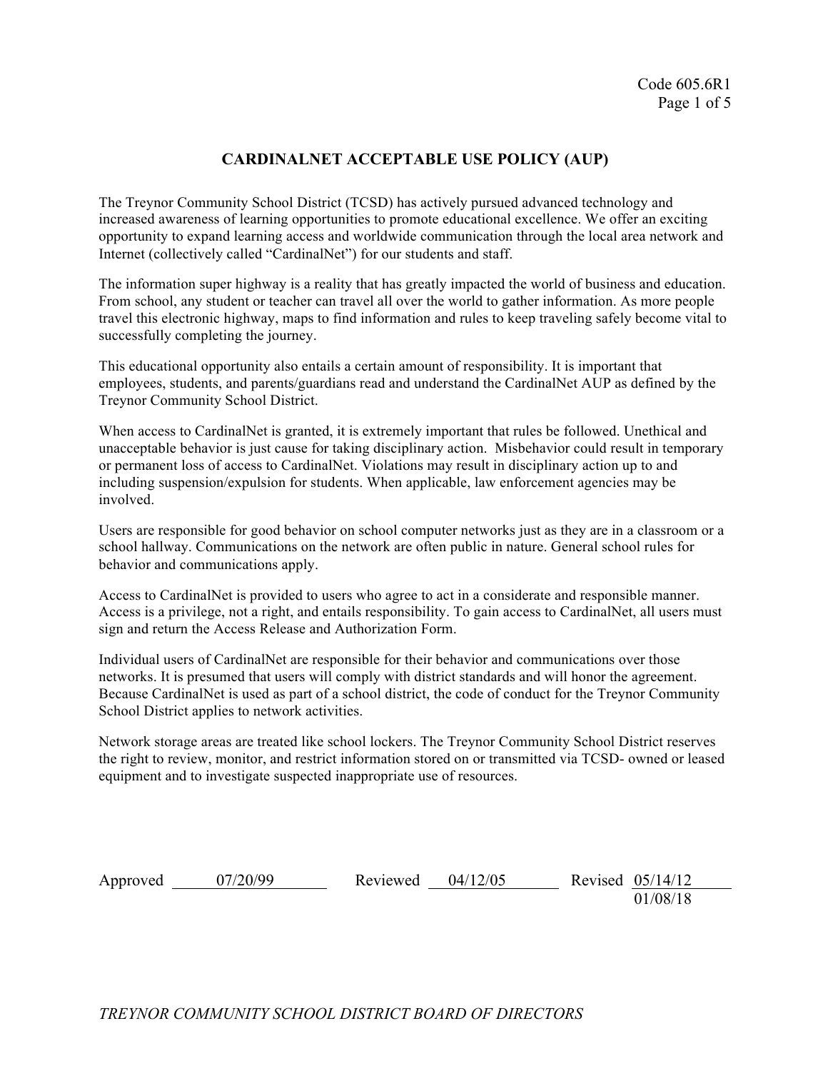Code 605.6R1

# CARDINALNET ACCEPTABLE USE POLICY (AUP)

The Treynor Community School District (TCSD) has actively pursued advanced technology and increased awareness of learning opportunities to promote educational excellence. We offer an exciting opportunity to expand learning access and worldwide communication through the local area network and Internet (collectively called "CardinalNet") for our students and staff.

The information super highway is a reality that has greatly impacted the world of business and education. From school, any student or teacher can travel all over the world to gather information. As more people travel this electronic highway, maps to find information and rules to keep traveling safely become vital to successfully completing the journey.

This educational opportunity also entails a certain amount of responsibility. It is important that employees, students, and parents/guardians read and understand the CardinalNet AUP as defined by the Treynor Community School District.

When access to CardinalNet is granted, it is extremely important that rules be followed. Unethical and unacceptable behavior is just cause for taking disciplinary action. Misbehavior could result in temporary or permanent loss of access to CardinalNet. Violations may result in disciplinary action up to and including suspension/expulsion for students. When applicable, law enforcement agencies may be involved.

Users are responsible for good behavior on school computer networks just as they are in a classroom or a school hallway. Communications on the network are often public in nature. General school rules for behavior and communications apply.

Access to CardinalNet is provided to users who agree to act in a considerate and responsible manner. Access is a privilege, not a right, and entails responsibility. To gain access to CardinalNet, all users must sign and return the Access Release and Authorization Form.

Individual users of CardinalNet are responsible for their behavior and communications over those networks. It is presumed that users will comply with district standards and will honor the agreement. Because CardinalNet is used as part of a school district, the code of conduct for the Treynor Community School District applies to network activities.

Network storage areas are treated like school lockers. The Treynor Community School District reserves the right to review, monitor, and restrict information stored on or transmitted via TCSD- owned or leased equipment and to investigate suspected inappropriate use of resources.

Approved 07/20/99 Reviewed 04/12/05 Revised 05/14/12 01/08/18

*TREYNOR COMMUNITY SCHOOL DISTRICT BOARD OF DIRECTORS*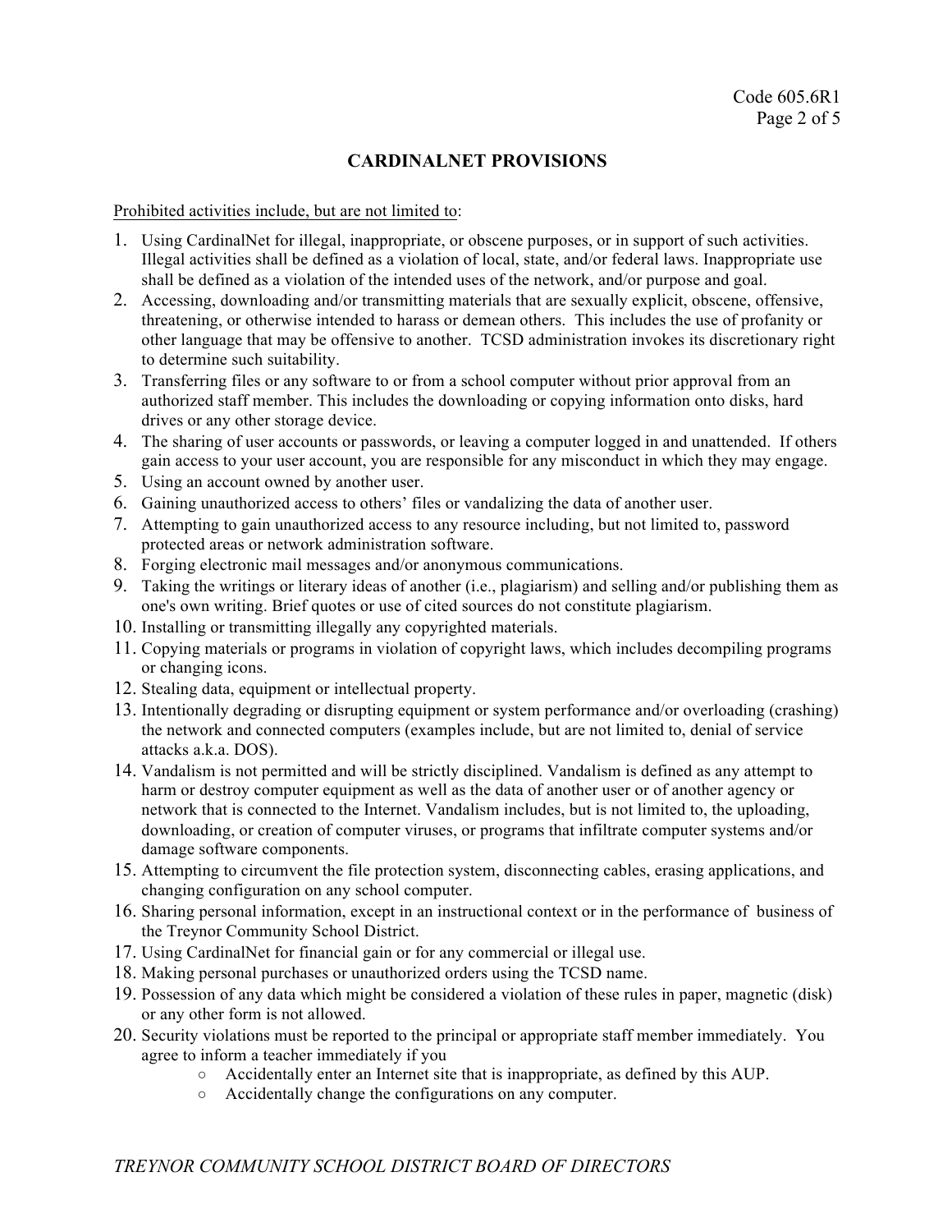## CARDINALNET PROVISIONS

Prohibited activities include, but are not limited to:

1. Using CardinalNet for illegal, inappropriate, or obscene purposes, or in support of such activities. Illegal activities shall be defined as a violation of local, state, and/or federal laws. Inappropriate use shall be defined as a violation of the intended uses of the network, and/or purpose and goal.
2. Accessing, downloading and/or transmitting materials that are sexually explicit, obscene, offensive, threatening, or otherwise intended to harass or demean others. This includes the use of profanity or other language that may be offensive to another. TCSD administration invokes its discretionary right to determine such suitability.
3. Transferring files or any software to or from a school computer without prior approval from an authorized staff member. This includes the downloading or copying information onto disks, hard drives or any other storage device.
4. The sharing of user accounts or passwords, or leaving a computer logged in and unattended. If others gain access to your user account, you are responsible for any misconduct in which they may engage.
5. Using an account owned by another user.
6. Gaining unauthorized access to others' files or vandalizing the data of another user.
7. Attempting to gain unauthorized access to any resource including, but not limited to, password protected areas or network administration software.
8. Forging electronic mail messages and/or anonymous communications.
9. Taking the writings or literary ideas of another (i.e., plagiarism) and selling and/or publishing them as one's own writing. Brief quotes or use of cited sources do not constitute plagiarism.
10. Installing or transmitting illegally any copyrighted materials.
11. Copying materials or programs in violation of copyright laws, which includes decompiling programs or changing icons.
12. Stealing data, equipment or intellectual property.
13. Intentionally degrading or disrupting equipment or system performance and/or overloading (crashing) the network and connected computers (examples include, but are not limited to, denial of service attacks a.k.a. DOS).
14. Vandalism is not permitted and will be strictly disciplined. Vandalism is defined as any attempt to harm or destroy computer equipment as well as the data of another user or of another agency or network that is connected to the Internet. Vandalism includes, but is not limited to, the uploading, downloading, or creation of computer viruses, or programs that infiltrate computer systems and/or damage software components.
15. Attempting to circumvent the file protection system, disconnecting cables, erasing applications, and changing configuration on any school computer.
16. Sharing personal information, except in an instructional context or in the performance of business of the Treynor Community School District.
17. Using CardinalNet for financial gain or for any commercial or illegal use.
18. Making personal purchases or unauthorized orders using the TCSD name.
19. Possession of any data which might be considered a violation of these rules in paper, magnetic (disk) or any other form is not allowed.
20. Security violations must be reported to the principal or appropriate staff member immediately. You agree to inform a teacher immediately if you
    - Accidentally enter an Internet site that is inappropriate, as defined by this AUP.
    - Accidentally change the configurations on any computer.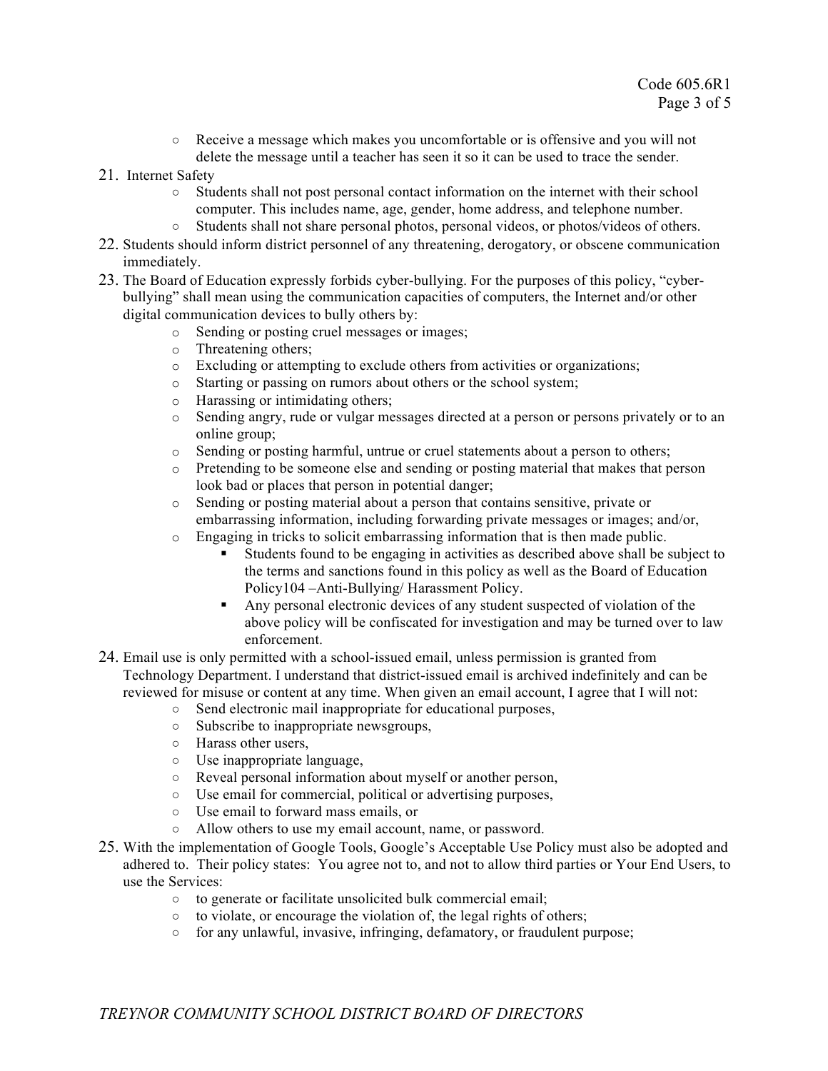- Receive a message which makes you uncomfortable or is offensive and you will not delete the message until a teacher has seen it so it can be used to trace the sender.

21. Internet Safety
    - Students shall not post personal contact information on the internet with their school computer. This includes name, age, gender, home address, and telephone number.
    - Students shall not share personal photos, personal videos, or photos/videos of others.
22. Students should inform district personnel of any threatening, derogatory, or obscene communication immediately.
23. The Board of Education expressly forbids cyber-bullying. For the purposes of this policy, "cyber-bullying" shall mean using the communication capacities of computers, the Internet and/or other digital communication devices to bully others by:
    - Sending or posting cruel messages or images;
    - Threatening others;
    - Excluding or attempting to exclude others from activities or organizations;
    - Starting or passing on rumors about others or the school system;
    - Harassing or intimidating others;
    - Sending angry, rude or vulgar messages directed at a person or persons privately or to an online group;
    - Sending or posting harmful, untrue or cruel statements about a person to others;
    - Pretending to be someone else and sending or posting material that makes that person look bad or places that person in potential danger;
    - Sending or posting material about a person that contains sensitive, private or embarrassing information, including forwarding private messages or images; and/or,
    - Engaging in tricks to solicit embarrassing information that is then made public.
        - Students found to be engaging in activities as described above shall be subject to the terms and sanctions found in this policy as well as the Board of Education Policy104 –Anti-Bullying/ Harassment Policy.
        - Any personal electronic devices of any student suspected of violation of the above policy will be confiscated for investigation and may be turned over to law enforcement.
24. Email use is only permitted with a school-issued email, unless permission is granted from Technology Department. I understand that district-issued email is archived indefinitely and can be reviewed for misuse or content at any time. When given an email account, I agree that I will not:
    - Send electronic mail inappropriate for educational purposes,
    - Subscribe to inappropriate newsgroups,
    - Harass other users,
    - Use inappropriate language,
    - Reveal personal information about myself or another person,
    - Use email for commercial, political or advertising purposes,
    - Use email to forward mass emails, or
    - Allow others to use my email account, name, or password.
25. With the implementation of Google Tools, Google's Acceptable Use Policy must also be adopted and adhered to. Their policy states: You agree not to, and not to allow third parties or Your End Users, to use the Services:
    - to generate or facilitate unsolicited bulk commercial email;
    - to violate, or encourage the violation of, the legal rights of others;
    - for any unlawful, invasive, infringing, defamatory, or fraudulent purpose;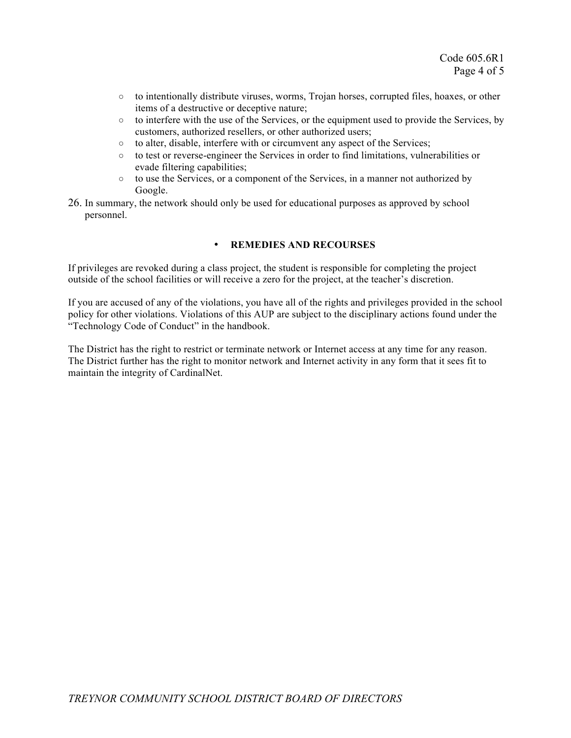- to intentionally distribute viruses, worms, Trojan horses, corrupted files, hoaxes, or other items of a destructive or deceptive nature;
   - to interfere with the use of the Services, or the equipment used to provide the Services, by customers, authorized resellers, or other authorized users;
   - to alter, disable, interfere with or circumvent any aspect of the Services;
   - to test or reverse-engineer the Services in order to find limitations, vulnerabilities or evade filtering capabilities;
   - to use the Services, or a component of the Services, in a manner not authorized by Google.

26. In summary, the network should only be used for educational purposes as approved by school personnel.

- **REMEDIES AND RECOURSES**

If privileges are revoked during a class project, the student is responsible for completing the project outside of the school facilities or will receive a zero for the project, at the teacher's discretion.

If you are accused of any of the violations, you have all of the rights and privileges provided in the school policy for other violations. Violations of this AUP are subject to the disciplinary actions found under the "Technology Code of Conduct" in the handbook.

The District has the right to restrict or terminate network or Internet access at any time for any reason. The District further has the right to monitor network and Internet activity in any form that it sees fit to maintain the integrity of CardinalNet.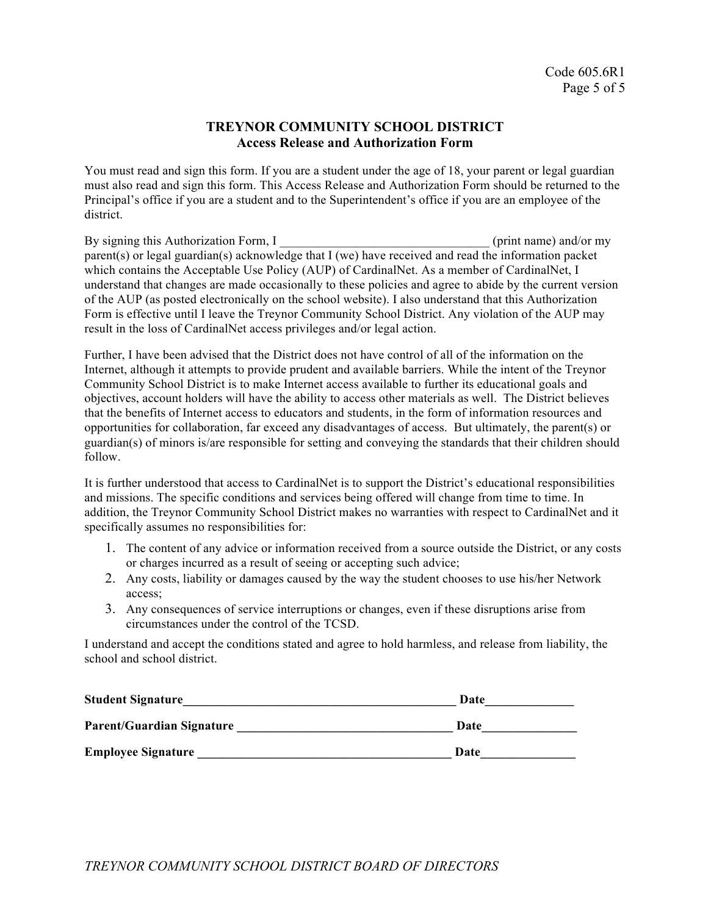Code 605.6R1

## TREYNOR COMMUNITY SCHOOL DISTRICT
## Access Release and Authorization Form

You must read and sign this form. If you are a student under the age of 18, your parent or legal guardian must also read and sign this form. This Access Release and Authorization Form should be returned to the Principal's office if you are a student and to the Superintendent's office if you are an employee of the district.

By signing this Authorization Form, I _________________________________ (print name) and/or my parent(s) or legal guardian(s) acknowledge that I (we) have received and read the information packet which contains the Acceptable Use Policy (AUP) of CardinalNet. As a member of CardinalNet, I understand that changes are made occasionally to these policies and agree to abide by the current version of the AUP (as posted electronically on the school website). I also understand that this Authorization Form is effective until I leave the Treynor Community School District. Any violation of the AUP may result in the loss of CardinalNet access privileges and/or legal action.

Further, I have been advised that the District does not have control of all of the information on the Internet, although it attempts to provide prudent and available barriers. While the intent of the Treynor Community School District is to make Internet access available to further its educational goals and objectives, account holders will have the ability to access other materials as well. The District believes that the benefits of Internet access to educators and students, in the form of information resources and opportunities for collaboration, far exceed any disadvantages of access. But ultimately, the parent(s) or guardian(s) of minors is/are responsible for setting and conveying the standards that their children should follow.

It is further understood that access to CardinalNet is to support the District's educational responsibilities and missions. The specific conditions and services being offered will change from time to time. In addition, the Treynor Community School District makes no warranties with respect to CardinalNet and it specifically assumes no responsibilities for:

1. The content of any advice or information received from a source outside the District, or any costs or charges incurred as a result of seeing or accepting such advice;
2. Any costs, liability or damages caused by the way the student chooses to use his/her Network access;
3. Any consequences of service interruptions or changes, even if these disruptions arise from circumstances under the control of the TCSD.

I understand and accept the conditions stated and agree to hold harmless, and release from liability, the school and school district.

**Student Signature**_____________________________________________ **Date**______________

**Parent/Guardian Signature** __________________________________ **Date**_______________

**Employee Signature** ________________________________________ **Date**_______________

*TREYNOR COMMUNITY SCHOOL DISTRICT BOARD OF DIRECTORS*